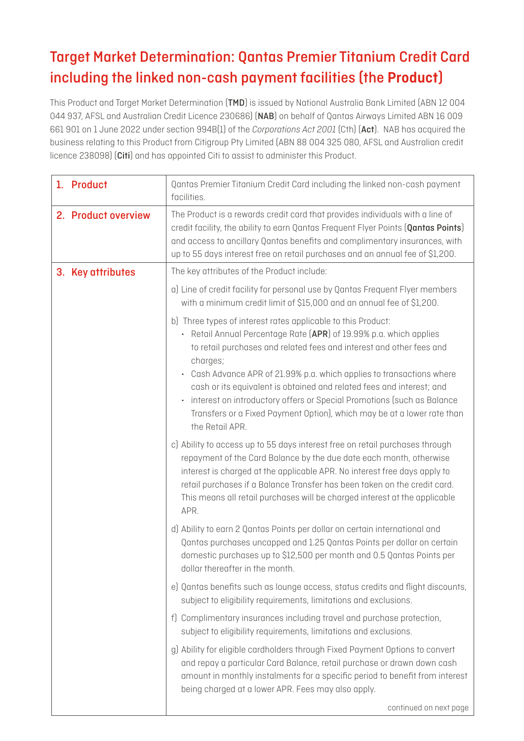# Target Market Determination: Qantas Premier Titanium Credit Card including the linked non-cash payment facilities (the **Product**)

This Product and Target Market Determination (**TMD**) is issued by National Australia Bank Limited (ABN 12 004 044 937, AFSL and Australian Credit Licence 230686) (**NAB**) on behalf of Qantas Airways Limited ABN 16 009 661 901 on 1 June 2022 under section 994B(1) of the *Corporations Act 2001* (Cth) (**Act**). NAB has acquired the business relating to this Product from Citigroup Pty Limited (ABN 88 004 325 080, AFSL and Australian credit licence 238098) (**Citi**) and has appointed Citi to assist to administer this Product.

| | |
|---|---|
| **1. Product** | Qantas Premier Titanium Credit Card including the linked non-cash payment facilities. |
| **2. Product overview** | The Product is a rewards credit card that provides individuals with a line of credit facility, the ability to earn Qantas Frequent Flyer Points (**Qantas Points**) and access to ancillary Qantas benefits and complimentary insurances, with up to 55 days interest free on retail purchases and an annual fee of $1,200. |
| **3. Key attributes** | The key attributes of the Product include:<br><br>a) Line of credit facility for personal use by Qantas Frequent Flyer members with a minimum credit limit of $15,000 and an annual fee of $1,200.<br><br>b) Three types of interest rates applicable to this Product:<br>• Retail Annual Percentage Rate (**APR**) of 19.99% p.a. which applies to retail purchases and related fees and interest and other fees and charges;<br>• Cash Advance APR of 21.99% p.a. which applies to transactions where cash or its equivalent is obtained and related fees and interest; and<br>• interest on introductory offers or Special Promotions (such as Balance Transfers or a Fixed Payment Option), which may be at a lower rate than the Retail APR.<br><br>c) Ability to access up to 55 days interest free on retail purchases through repayment of the Card Balance by the due date each month, otherwise interest is charged at the applicable APR. No interest free days apply to retail purchases if a Balance Transfer has been taken on the credit card. This means all retail purchases will be charged interest at the applicable APR.<br><br>d) Ability to earn 2 Qantas Points per dollar on certain international and Qantas purchases uncapped and 1.25 Qantas Points per dollar on certain domestic purchases up to $12,500 per month and 0.5 Qantas Points per dollar thereafter in the month.<br><br>e) Qantas benefits such as lounge access, status credits and flight discounts, subject to eligibility requirements, limitations and exclusions.<br><br>f) Complimentary insurances including travel and purchase protection, subject to eligibility requirements, limitations and exclusions.<br><br>g) Ability for eligible cardholders through Fixed Payment Options to convert and repay a particular Card Balance, retail purchase or drawn down cash amount in monthly instalments for a specific period to benefit from interest being charged at a lower APR. Fees may also apply.<br><br>continued on next page |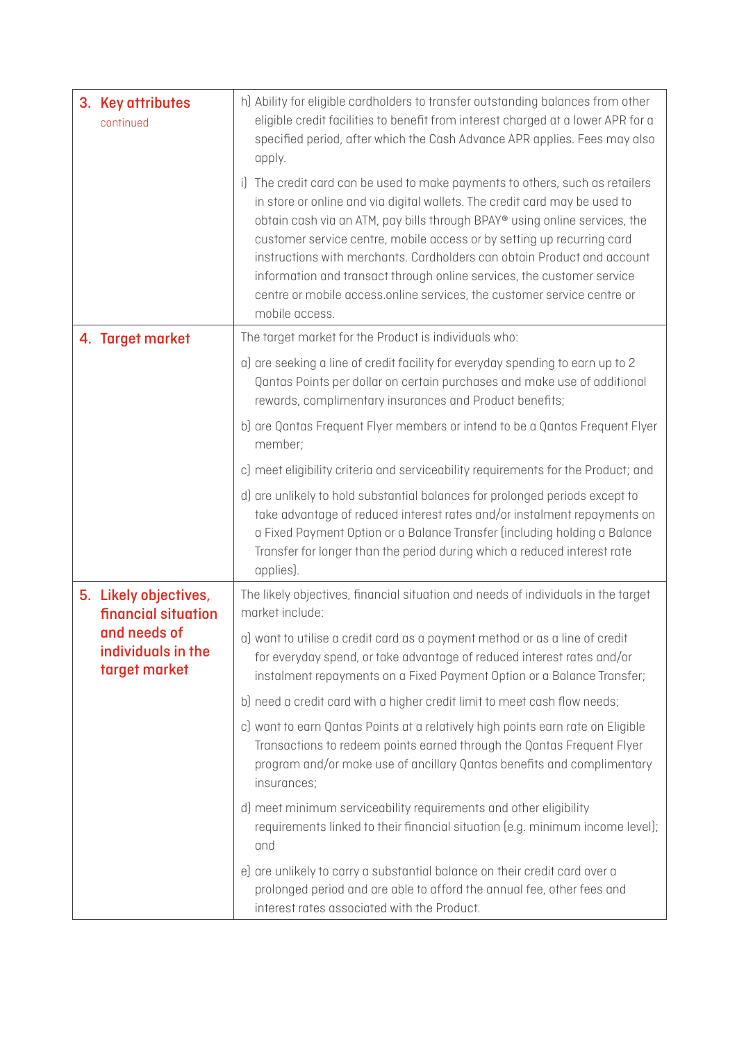| | |
|---|---|
| **3. Key attributes** continued | h) Ability for eligible cardholders to transfer outstanding balances from other eligible credit facilities to benefit from interest charged at a lower APR for a specified period, after which the Cash Advance APR applies. Fees may also apply.<br><br>i) The credit card can be used to make payments to others, such as retailers in store or online and via digital wallets. The credit card may be used to obtain cash via an ATM, pay bills through BPAY® using online services, the customer service centre, mobile access or by setting up recurring card instructions with merchants. Cardholders can obtain Product and account information and transact through online services, the customer service centre or mobile access.online services, the customer service centre or mobile access. |
| **4. Target market** | The target market for the Product is individuals who:<br><br>a) are seeking a line of credit facility for everyday spending to earn up to 2 Qantas Points per dollar on certain purchases and make use of additional rewards, complimentary insurances and Product benefits;<br><br>b) are Qantas Frequent Flyer members or intend to be a Qantas Frequent Flyer member;<br><br>c) meet eligibility criteria and serviceability requirements for the Product; and<br><br>d) are unlikely to hold substantial balances for prolonged periods except to take advantage of reduced interest rates and/or instalment repayments on a Fixed Payment Option or a Balance Transfer (including holding a Balance Transfer for longer than the period during which a reduced interest rate applies). |
| **5. Likely objectives, financial situation and needs of individuals in the target market** | The likely objectives, financial situation and needs of individuals in the target market include:<br><br>a) want to utilise a credit card as a payment method or as a line of credit for everyday spend, or take advantage of reduced interest rates and/or instalment repayments on a Fixed Payment Option or a Balance Transfer;<br><br>b) need a credit card with a higher credit limit to meet cash flow needs;<br><br>c) want to earn Qantas Points at a relatively high points earn rate on Eligible Transactions to redeem points earned through the Qantas Frequent Flyer program and/or make use of ancillary Qantas benefits and complimentary insurances;<br><br>d) meet minimum serviceability requirements and other eligibility requirements linked to their financial situation (e.g. minimum income level); and<br><br>e) are unlikely to carry a substantial balance on their credit card over a prolonged period and are able to afford the annual fee, other fees and interest rates associated with the Product. |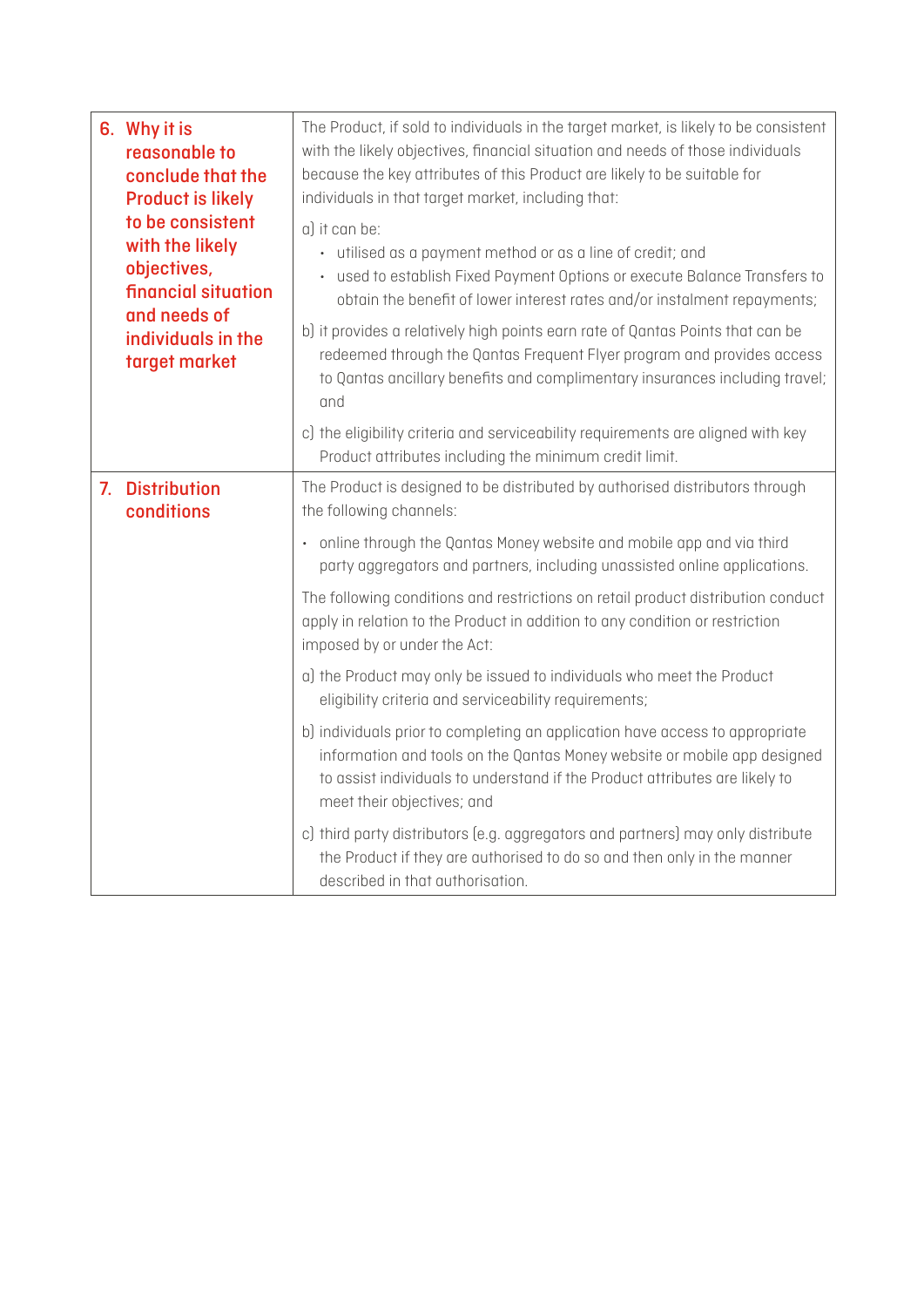| | |
|---|---|
| **6. Why it is reasonable to conclude that the Product is likely to be consistent with the likely objectives, financial situation and needs of individuals in the target market** | The Product, if sold to individuals in the target market, is likely to be consistent with the likely objectives, financial situation and needs of those individuals because the key attributes of this Product are likely to be suitable for individuals in that target market, including that:<br><br>a) it can be:<br>• utilised as a payment method or as a line of credit; and<br>• used to establish Fixed Payment Options or execute Balance Transfers to obtain the benefit of lower interest rates and/or instalment repayments;<br><br>b) it provides a relatively high points earn rate of Qantas Points that can be redeemed through the Qantas Frequent Flyer program and provides access to Qantas ancillary benefits and complimentary insurances including travel; and<br><br>c) the eligibility criteria and serviceability requirements are aligned with key Product attributes including the minimum credit limit. |
| **7. Distribution conditions** | The Product is designed to be distributed by authorised distributors through the following channels:<br><br>• online through the Qantas Money website and mobile app and via third party aggregators and partners, including unassisted online applications.<br><br>The following conditions and restrictions on retail product distribution conduct apply in relation to the Product in addition to any condition or restriction imposed by or under the Act:<br><br>a) the Product may only be issued to individuals who meet the Product eligibility criteria and serviceability requirements;<br><br>b) individuals prior to completing an application have access to appropriate information and tools on the Qantas Money website or mobile app designed to assist individuals to understand if the Product attributes are likely to meet their objectives; and<br><br>c) third party distributors (e.g. aggregators and partners) may only distribute the Product if they are authorised to do so and then only in the manner described in that authorisation. |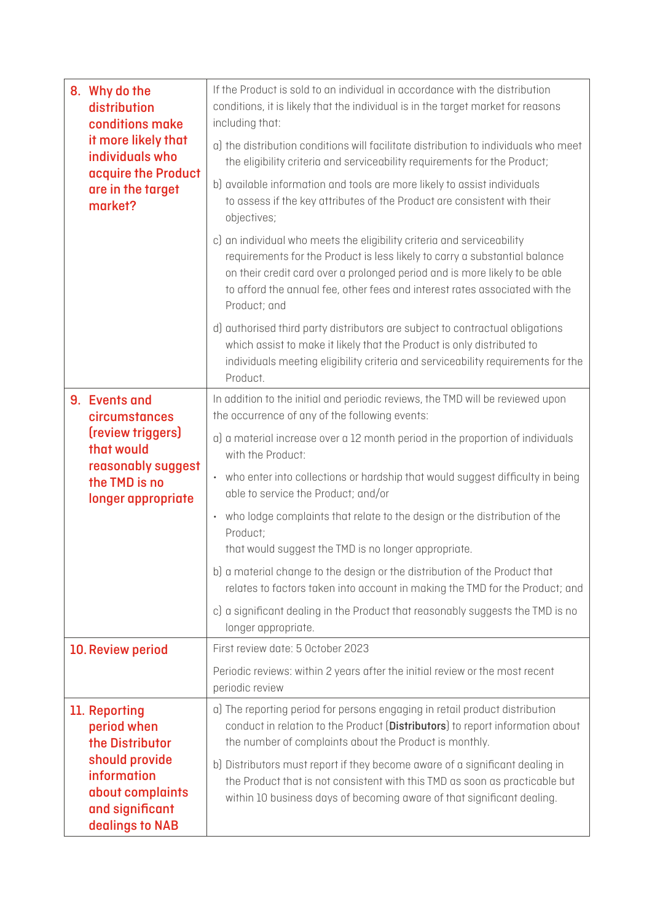| | |
|---|---|
| **8. Why do the distribution conditions make it more likely that individuals who acquire the Product are in the target market?** | If the Product is sold to an individual in accordance with the distribution conditions, it is likely that the individual is in the target market for reasons including that:<br><br>a) the distribution conditions will facilitate distribution to individuals who meet the eligibility criteria and serviceability requirements for the Product;<br><br>b) available information and tools are more likely to assist individuals to assess if the key attributes of the Product are consistent with their objectives;<br><br>c) an individual who meets the eligibility criteria and serviceability requirements for the Product is less likely to carry a substantial balance on their credit card over a prolonged period and is more likely to be able to afford the annual fee, other fees and interest rates associated with the Product; and<br><br>d) authorised third party distributors are subject to contractual obligations which assist to make it likely that the Product is only distributed to individuals meeting eligibility criteria and serviceability requirements for the Product. |
| **9. Events and circumstances (review triggers) that would reasonably suggest the TMD is no longer appropriate** | In addition to the initial and periodic reviews, the TMD will be reviewed upon the occurrence of any of the following events:<br><br>a) a material increase over a 12 month period in the proportion of individuals with the Product:<br><br>• who enter into collections or hardship that would suggest difficulty in being able to service the Product; and/or<br><br>• who lodge complaints that relate to the design or the distribution of the Product;<br>that would suggest the TMD is no longer appropriate.<br><br>b) a material change to the design or the distribution of the Product that relates to factors taken into account in making the TMD for the Product; and<br><br>c) a significant dealing in the Product that reasonably suggests the TMD is no longer appropriate. |
| **10. Review period** | First review date: 5 October 2023<br><br>Periodic reviews: within 2 years after the initial review or the most recent periodic review |
| **11. Reporting period when the Distributor should provide information about complaints and significant dealings to NAB** | a) The reporting period for persons engaging in retail product distribution conduct in relation to the Product (**Distributors**) to report information about the number of complaints about the Product is monthly.<br><br>b) Distributors must report if they become aware of a significant dealing in the Product that is not consistent with this TMD as soon as practicable but within 10 business days of becoming aware of that significant dealing. |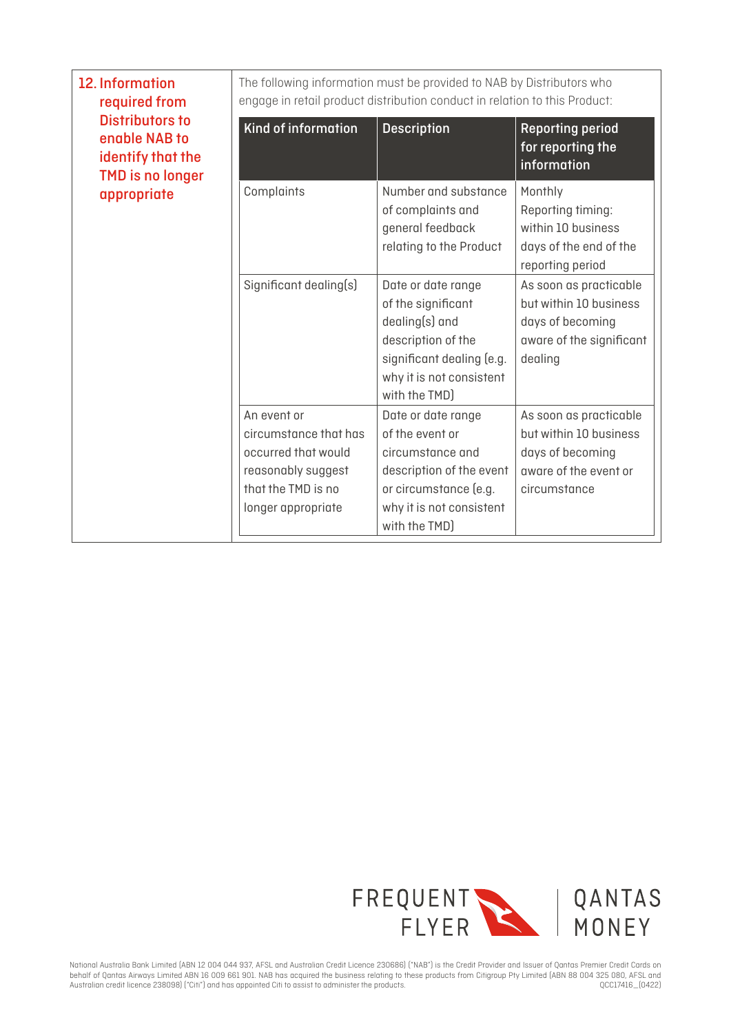## 12. Information required from Distributors to enable NAB to identify that the TMD is no longer appropriate

The following information must be provided to NAB by Distributors who engage in retail product distribution conduct in relation to this Product:

| Kind of information | Description | Reporting period for reporting the information |
|---|---|---|
| Complaints | Number and substance of complaints and general feedback relating to the Product | Monthly<br>Reporting timing: within 10 business days of the end of the reporting period |
| Significant dealing(s) | Date or date range of the significant dealing(s) and description of the significant dealing (e.g. why it is not consistent with the TMD) | As soon as practicable but within 10 business days of becoming aware of the significant dealing |
| An event or circumstance that has occurred that would reasonably suggest that the TMD is no longer appropriate | Date or date range of the event or circumstance and description of the event or circumstance (e.g. why it is not consistent with the TMD) | As soon as practicable but within 10 business days of becoming aware of the event or circumstance |

FREQUENT FLYER | QANTAS MONEY

National Australia Bank Limited (ABN 12 004 044 937, AFSL and Australian Credit Licence 230686) ("NAB") is the Credit Provider and Issuer of Qantas Premier Credit Cards on behalf of Qantas Airways Limited ABN 16 009 661 901. NAB has acquired the business relating to these products from Citigroup Pty Limited (ABN 88 004 325 080, AFSL and Australian credit licence 238098) ("Citi") and has appointed Citi to assist to administer the products. QCC17416_(0422)